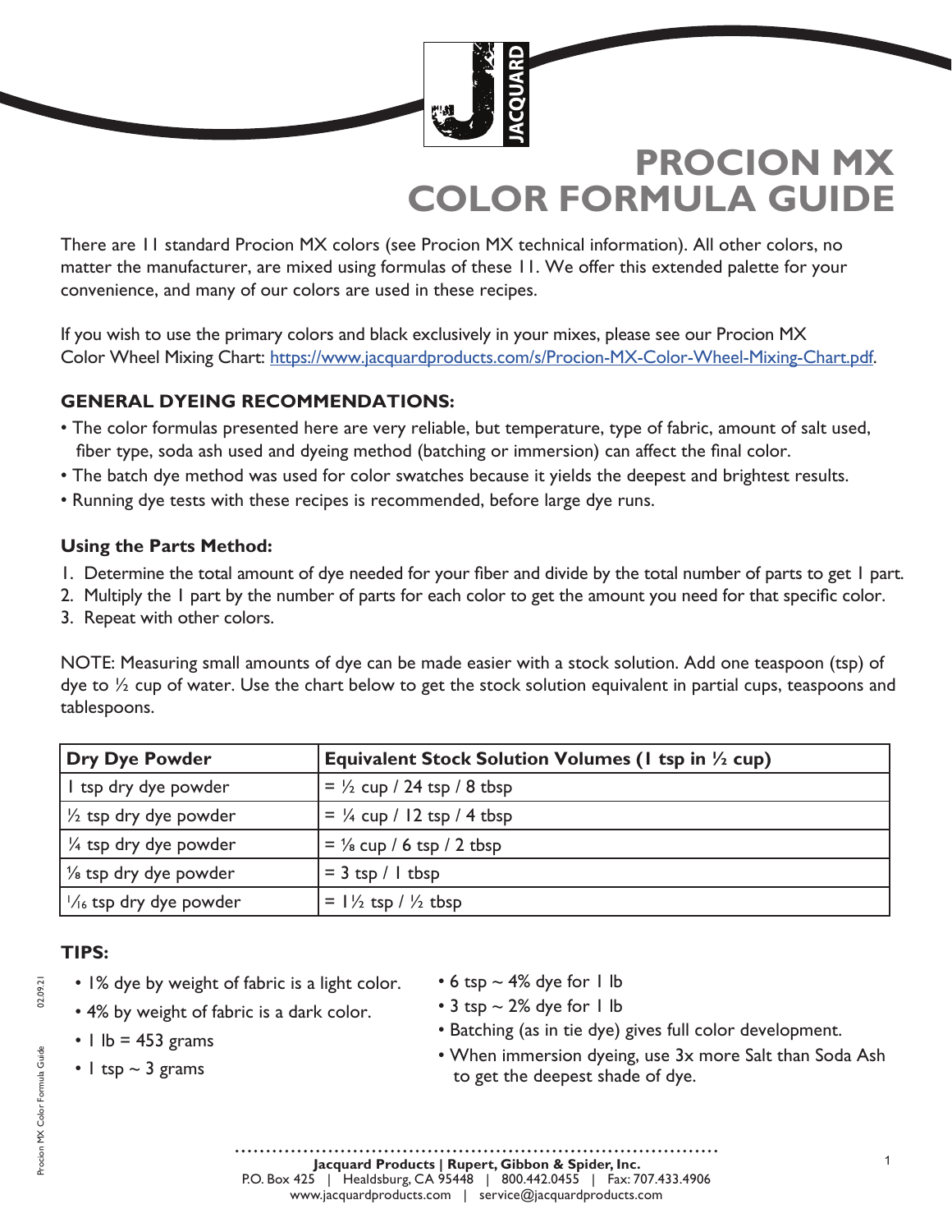# PROCION MX COLOR FORMULA GUIDE

There are 11 standard Procion MX colors (see Procion MX technical information). All other colors, no matter the manufacturer, are mixed using formulas of these 11. We offer this extended palette for your convenience, and many of our colors are used in these recipes.

If you wish to use the primary colors and black exclusively in your mixes, please see our Procion MX Color Wheel Mixing Chart: https://www.jacquardproducts.com/s/Procion-MX-Color-Wheel-Mixing-Chart.pdf.

### GENERAL DYEING RECOMMENDATIONS:

- The color formulas presented here are very reliable, but temperature, type of fabric, amount of salt used, fiber type, soda ash used and dyeing method (batching or immersion) can affect the final color.
- The batch dye method was used for color swatches because it yields the deepest and brightest results.
- Running dye tests with these recipes is recommended, before large dye runs.

#### Using the Parts Method:

1. Determine the total amount of dye needed for your fiber and divide by the total number of parts to get 1 part.
2. Multiply the 1 part by the number of parts for each color to get the amount you need for that specific color.
3. Repeat with other colors.

NOTE: Measuring small amounts of dye can be made easier with a stock solution. Add one teaspoon (tsp) of dye to ½ cup of water. Use the chart below to get the stock solution equivalent in partial cups, teaspoons and tablespoons.

| Dry Dye Powder | Equivalent Stock Solution Volumes (1 tsp in ½ cup) |
|---|---|
| 1 tsp dry dye powder | = ½ cup / 24 tsp / 8 tbsp |
| ½ tsp dry dye powder | = ¼ cup / 12 tsp / 4 tbsp |
| ¼ tsp dry dye powder | = ⅛ cup / 6 tsp / 2 tbsp |
| ⅛ tsp dry dye powder | = 3 tsp / 1 tbsp |
| 1/16 tsp dry dye powder | = 1½ tsp / ½ tbsp |

### TIPS:

- 1% dye by weight of fabric is a light color.
- 4% by weight of fabric is a dark color.
- 1 lb = 453 grams
- 1 tsp ~ 3 grams
- 6 tsp ~ 4% dye for 1 lb
- 3 tsp ~ 2% dye for 1 lb
- Batching (as in tie dye) gives full color development.
- When immersion dyeing, use 3x more Salt than Soda Ash to get the deepest shade of dye.

**Jacquard Products | Rupert, Gibbon & Spider, Inc.**
P.O. Box 425 | Healdsburg, CA 95448 | 800.442.0455 | Fax: 707.433.4906
www.jacquardproducts.com | service@jacquardproducts.com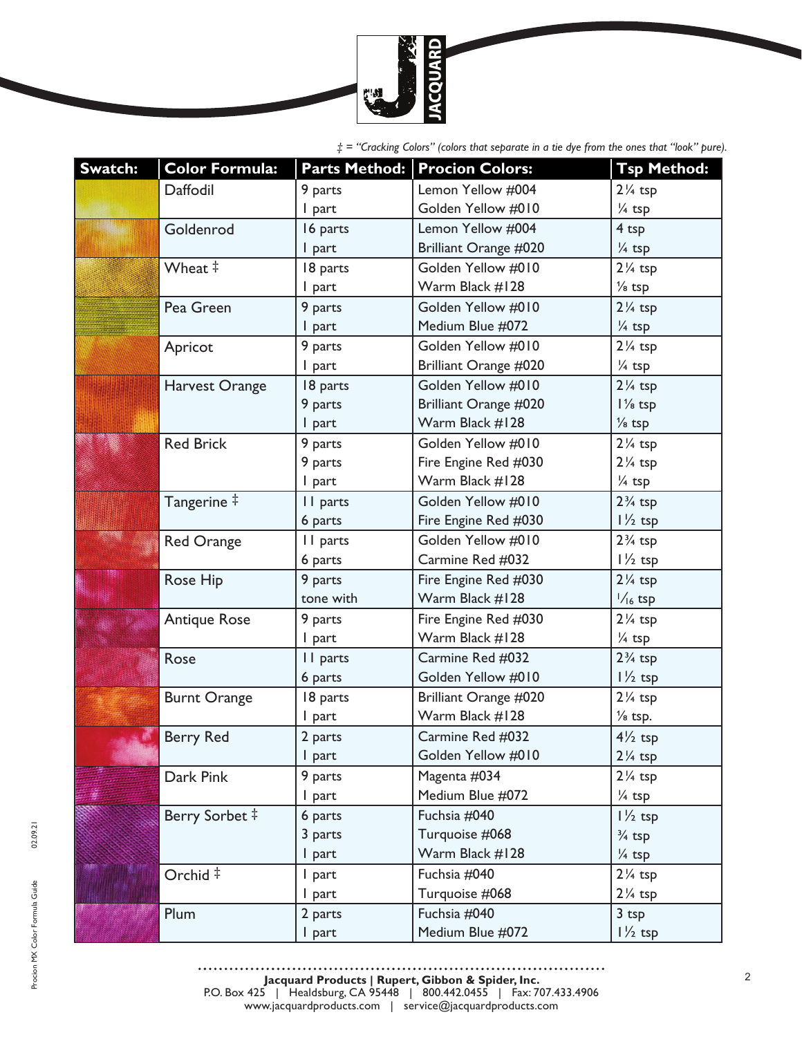*‡ = "Cracking Colors" (colors that separate in a tie dye from the ones that "look" pure).*

| Swatch: | Color Formula: | Parts Method: | Procion Colors: | Tsp Method: |
|---|---|---|---|---|
| | Daffodil | 9 parts | Lemon Yellow #004 | 2¼ tsp |
| | | 1 part | Golden Yellow #010 | ¼ tsp |
| | Goldenrod | 16 parts | Lemon Yellow #004 | 4 tsp |
| | | 1 part | Brilliant Orange #020 | ¼ tsp |
| | Wheat ‡ | 18 parts | Golden Yellow #010 | 2¼ tsp |
| | | 1 part | Warm Black #128 | ⅛ tsp |
| | Pea Green | 9 parts | Golden Yellow #010 | 2¼ tsp |
| | | 1 part | Medium Blue #072 | ¼ tsp |
| | Apricot | 9 parts | Golden Yellow #010 | 2¼ tsp |
| | | 1 part | Brilliant Orange #020 | ¼ tsp |
| | Harvest Orange | 18 parts | Golden Yellow #010 | 2¼ tsp |
| | | 9 parts | Brilliant Orange #020 | 1⅛ tsp |
| | | 1 part | Warm Black #128 | ⅛ tsp |
| | Red Brick | 9 parts | Golden Yellow #010 | 2¼ tsp |
| | | 9 parts | Fire Engine Red #030 | 2¼ tsp |
| | | 1 part | Warm Black #128 | ¼ tsp |
| | Tangerine ‡ | 11 parts | Golden Yellow #010 | 2¾ tsp |
| | | 6 parts | Fire Engine Red #030 | 1½ tsp |
| | Red Orange | 11 parts | Golden Yellow #010 | 2¾ tsp |
| | | 6 parts | Carmine Red #032 | 1½ tsp |
| | Rose Hip | 9 parts | Fire Engine Red #030 | 2¼ tsp |
| | | tone with | Warm Black #128 | 1/16 tsp |
| | Antique Rose | 9 parts | Fire Engine Red #030 | 2¼ tsp |
| | | 1 part | Warm Black #128 | ¼ tsp |
| | Rose | 11 parts | Carmine Red #032 | 2¾ tsp |
| | | 6 parts | Golden Yellow #010 | 1½ tsp |
| | Burnt Orange | 18 parts | Brilliant Orange #020 | 2¼ tsp |
| | | 1 part | Warm Black #128 | ⅛ tsp. |
| | Berry Red | 2 parts | Carmine Red #032 | 4½ tsp |
| | | 1 part | Golden Yellow #010 | 2¼ tsp |
| | Dark Pink | 9 parts | Magenta #034 | 2¼ tsp |
| | | 1 part | Medium Blue #072 | ¼ tsp |
| | Berry Sorbet ‡ | 6 parts | Fuchsia #040 | 1½ tsp |
| | | 3 parts | Turquoise #068 | ¾ tsp |
| | | 1 part | Warm Black #128 | ¼ tsp |
| | Orchid ‡ | 1 part | Fuchsia #040 | 2¼ tsp |
| | | 1 part | Turquoise #068 | 2¼ tsp |
| | Plum | 2 parts | Fuchsia #040 | 3 tsp |
| | | 1 part | Medium Blue #072 | 1½ tsp |

**Jacquard Products | Rupert, Gibbon & Spider, Inc.**
P.O. Box 425 | Healdsburg, CA 95448 | 800.442.0455 | Fax: 707.433.4906
www.jacquardproducts.com | service@jacquardproducts.com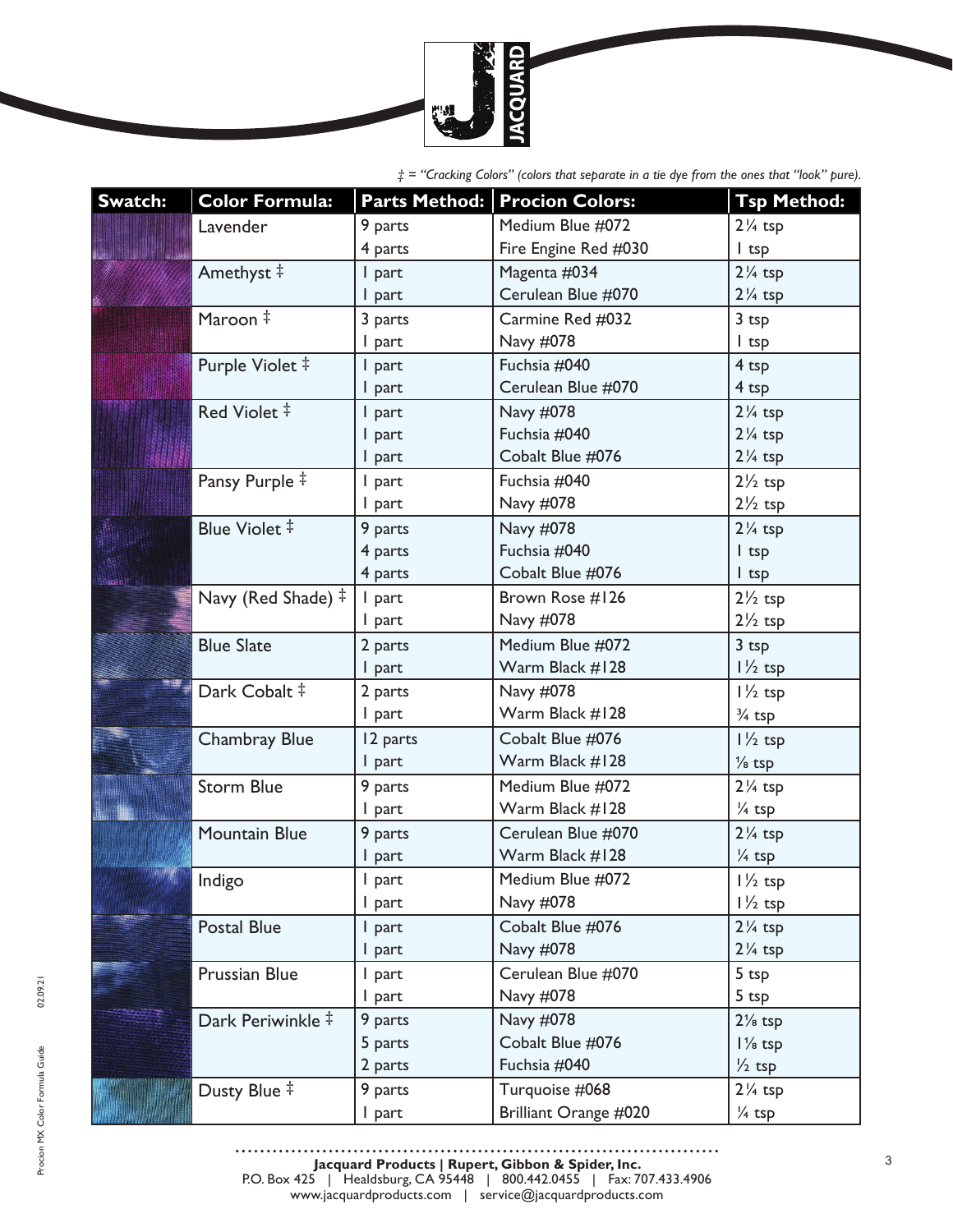‡ = *"Cracking Colors" (colors that separate in a tie dye from the ones that "look" pure).*

| Swatch: | Color Formula: | Parts Method: | Procion Colors: | Tsp Method: |
|---|---|---|---|---|
| | Lavender | 9 parts | Medium Blue #072 | 2¼ tsp |
| | | 4 parts | Fire Engine Red #030 | 1 tsp |
| | Amethyst ‡ | 1 part | Magenta #034 | 2¼ tsp |
| | | 1 part | Cerulean Blue #070 | 2¼ tsp |
| | Maroon ‡ | 3 parts | Carmine Red #032 | 3 tsp |
| | | 1 part | Navy #078 | 1 tsp |
| | Purple Violet ‡ | 1 part | Fuchsia #040 | 4 tsp |
| | | 1 part | Cerulean Blue #070 | 4 tsp |
| | Red Violet ‡ | 1 part | Navy #078 | 2¼ tsp |
| | | 1 part | Fuchsia #040 | 2¼ tsp |
| | | 1 part | Cobalt Blue #076 | 2¼ tsp |
| | Pansy Purple ‡ | 1 part | Fuchsia #040 | 2½ tsp |
| | | 1 part | Navy #078 | 2½ tsp |
| | Blue Violet ‡ | 9 parts | Navy #078 | 2¼ tsp |
| | | 4 parts | Fuchsia #040 | 1 tsp |
| | | 4 parts | Cobalt Blue #076 | 1 tsp |
| | Navy (Red Shade) ‡ | 1 part | Brown Rose #126 | 2½ tsp |
| | | 1 part | Navy #078 | 2½ tsp |
| | Blue Slate | 2 parts | Medium Blue #072 | 3 tsp |
| | | 1 part | Warm Black #128 | 1½ tsp |
| | Dark Cobalt ‡ | 2 parts | Navy #078 | 1½ tsp |
| | | 1 part | Warm Black #128 | ¾ tsp |
| | Chambray Blue | 12 parts | Cobalt Blue #076 | 1½ tsp |
| | | 1 part | Warm Black #128 | ⅛ tsp |
| | Storm Blue | 9 parts | Medium Blue #072 | 2¼ tsp |
| | | 1 part | Warm Black #128 | ¼ tsp |
| | Mountain Blue | 9 parts | Cerulean Blue #070 | 2¼ tsp |
| | | 1 part | Warm Black #128 | ¼ tsp |
| | Indigo | 1 part | Medium Blue #072 | 1½ tsp |
| | | 1 part | Navy #078 | 1½ tsp |
| | Postal Blue | 1 part | Cobalt Blue #076 | 2¼ tsp |
| | | 1 part | Navy #078 | 2¼ tsp |
| | Prussian Blue | 1 part | Cerulean Blue #070 | 5 tsp |
| | | 1 part | Navy #078 | 5 tsp |
| | Dark Periwinkle ‡ | 9 parts | Navy #078 | 2⅛ tsp |
| | | 5 parts | Cobalt Blue #076 | 1⅛ tsp |
| | | 2 parts | Fuchsia #040 | ½ tsp |
| | Dusty Blue ‡ | 9 parts | Turquoise #068 | 2¼ tsp |
| | | 1 part | Brilliant Orange #020 | ¼ tsp |

**Jacquard Products | Rupert, Gibbon & Spider, Inc.**
P.O. Box 425 | Healdsburg, CA 95448 | 800.442.0455 | Fax: 707.433.4906
www.jacquardproducts.com | service@jacquardproducts.com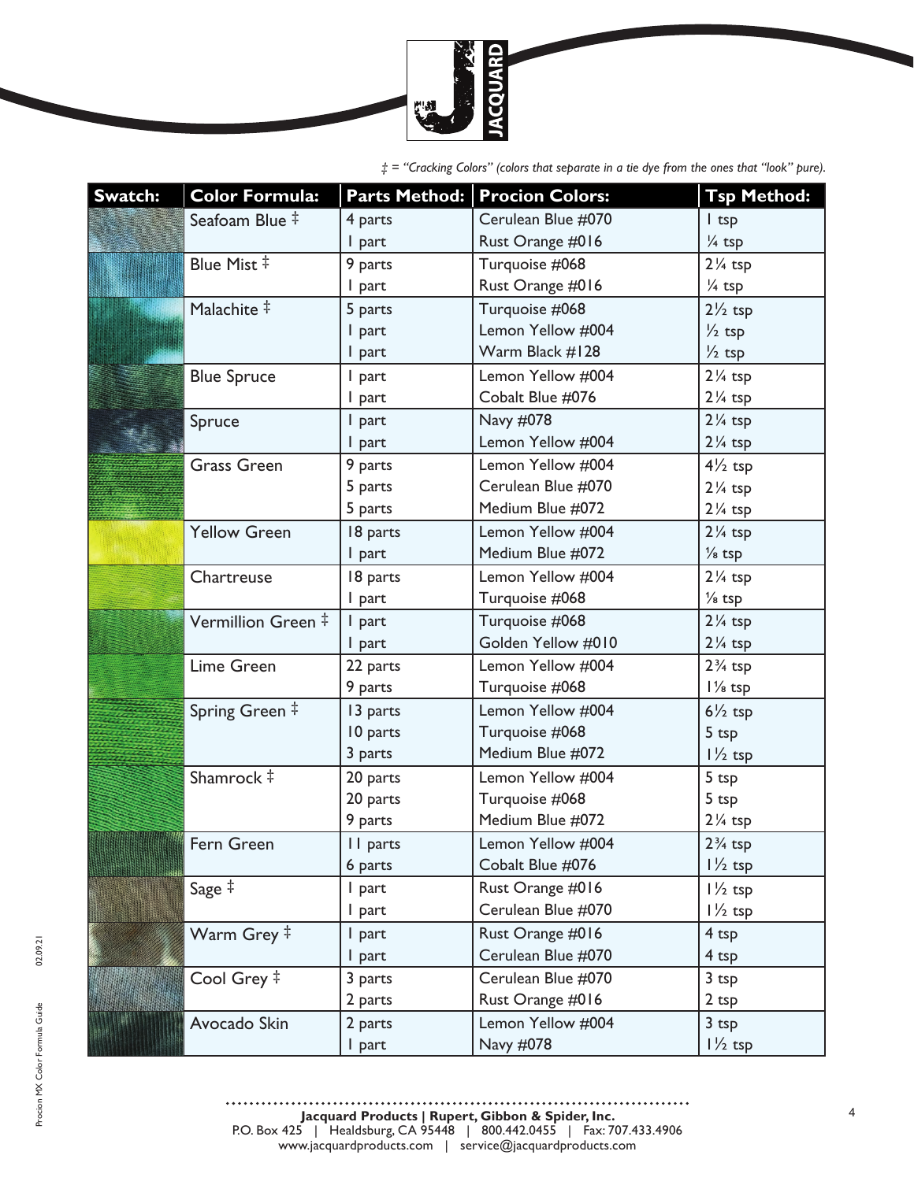‡ = *"Cracking Colors" (colors that separate in a tie dye from the ones that "look" pure).*

| Swatch: | Color Formula: | Parts Method: | Procion Colors: | Tsp Method: |
|---|---|---|---|---|
| | Seafoam Blue ‡ | 4 parts | Cerulean Blue #070 | 1 tsp |
| | | 1 part | Rust Orange #016 | ¼ tsp |
| | Blue Mist ‡ | 9 parts | Turquoise #068 | 2¼ tsp |
| | | 1 part | Rust Orange #016 | ¼ tsp |
| | Malachite ‡ | 5 parts | Turquoise #068 | 2½ tsp |
| | | 1 part | Lemon Yellow #004 | ½ tsp |
| | | 1 part | Warm Black #128 | ½ tsp |
| | Blue Spruce | 1 part | Lemon Yellow #004 | 2¼ tsp |
| | | 1 part | Cobalt Blue #076 | 2¼ tsp |
| | Spruce | 1 part | Navy #078 | 2¼ tsp |
| | | 1 part | Lemon Yellow #004 | 2¼ tsp |
| | Grass Green | 9 parts | Lemon Yellow #004 | 4½ tsp |
| | | 5 parts | Cerulean Blue #070 | 2¼ tsp |
| | | 5 parts | Medium Blue #072 | 2¼ tsp |
| | Yellow Green | 18 parts | Lemon Yellow #004 | 2¼ tsp |
| | | 1 part | Medium Blue #072 | ⅛ tsp |
| | Chartreuse | 18 parts | Lemon Yellow #004 | 2¼ tsp |
| | | 1 part | Turquoise #068 | ⅛ tsp |
| | Vermillion Green ‡ | 1 part | Turquoise #068 | 2¼ tsp |
| | | 1 part | Golden Yellow #010 | 2¼ tsp |
| | Lime Green | 22 parts | Lemon Yellow #004 | 2¾ tsp |
| | | 9 parts | Turquoise #068 | 1⅛ tsp |
| | Spring Green ‡ | 13 parts | Lemon Yellow #004 | 6½ tsp |
| | | 10 parts | Turquoise #068 | 5 tsp |
| | | 3 parts | Medium Blue #072 | 1½ tsp |
| | Shamrock ‡ | 20 parts | Lemon Yellow #004 | 5 tsp |
| | | 20 parts | Turquoise #068 | 5 tsp |
| | | 9 parts | Medium Blue #072 | 2¼ tsp |
| | Fern Green | 11 parts | Lemon Yellow #004 | 2¾ tsp |
| | | 6 parts | Cobalt Blue #076 | 1½ tsp |
| | Sage ‡ | 1 part | Rust Orange #016 | 1½ tsp |
| | | 1 part | Cerulean Blue #070 | 1½ tsp |
| | Warm Grey ‡ | 1 part | Rust Orange #016 | 4 tsp |
| | | 1 part | Cerulean Blue #070 | 4 tsp |
| | Cool Grey ‡ | 3 parts | Cerulean Blue #070 | 3 tsp |
| | | 2 parts | Rust Orange #016 | 2 tsp |
| | Avocado Skin | 2 parts | Lemon Yellow #004 | 3 tsp |
| | | 1 part | Navy #078 | 1½ tsp |

**Jacquard Products | Rupert, Gibbon & Spider, Inc.**
P.O. Box 425 | Healdsburg, CA 95448 | 800.442.0455 | Fax: 707.433.4906
www.jacquardproducts.com | service@jacquardproducts.com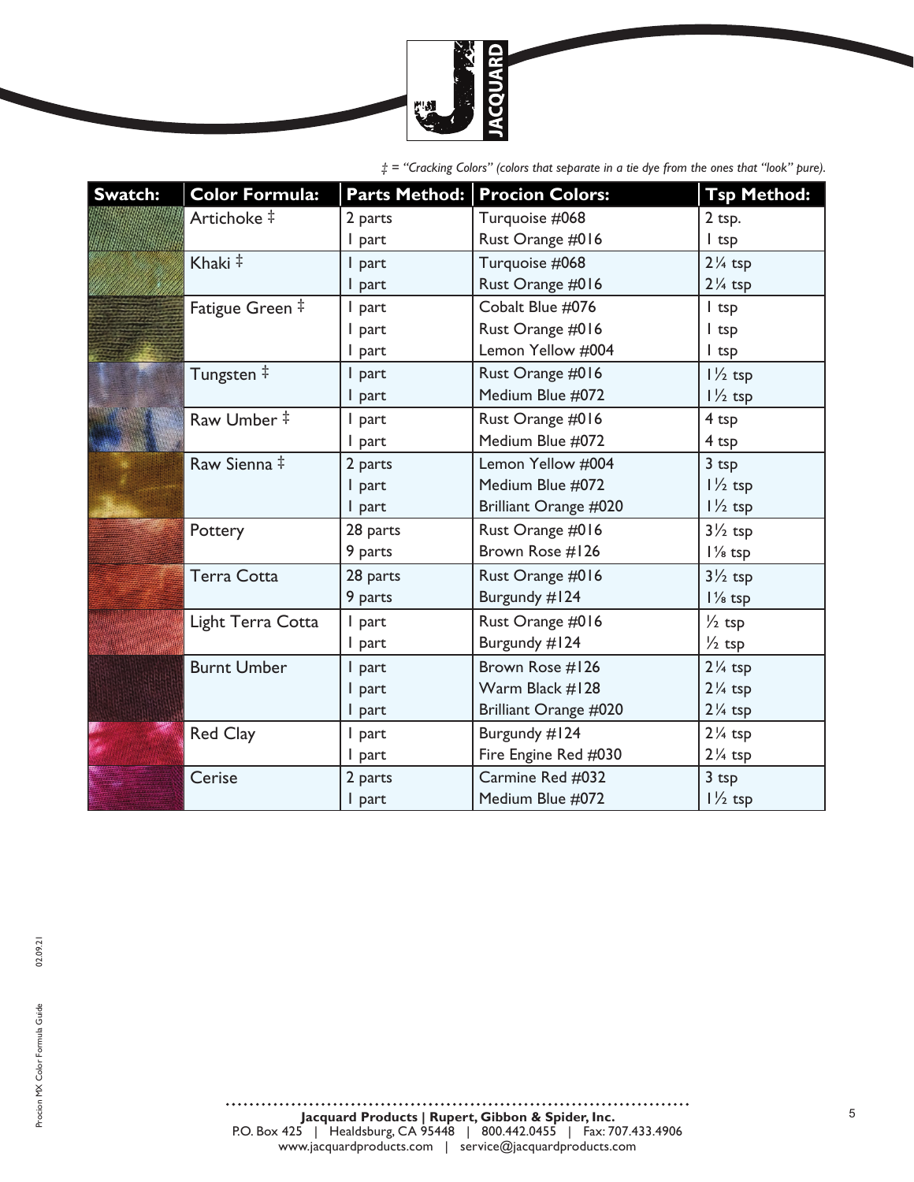‡ = *"Cracking Colors" (colors that separate in a tie dye from the ones that "look" pure).*

| Swatch: | Color Formula: | Parts Method: | Procion Colors: | Tsp Method: |
|---|---|---|---|---|
| | Artichoke ‡ | 2 parts | Turquoise #068 | 2 tsp. |
| | | 1 part | Rust Orange #016 | 1 tsp |
| | Khaki ‡ | 1 part | Turquoise #068 | 2¼ tsp |
| | | 1 part | Rust Orange #016 | 2¼ tsp |
| | Fatigue Green ‡ | 1 part | Cobalt Blue #076 | 1 tsp |
| | | 1 part | Rust Orange #016 | 1 tsp |
| | | 1 part | Lemon Yellow #004 | 1 tsp |
| | Tungsten ‡ | 1 part | Rust Orange #016 | 1½ tsp |
| | | 1 part | Medium Blue #072 | 1½ tsp |
| | Raw Umber ‡ | 1 part | Rust Orange #016 | 4 tsp |
| | | 1 part | Medium Blue #072 | 4 tsp |
| | Raw Sienna ‡ | 2 parts | Lemon Yellow #004 | 3 tsp |
| | | 1 part | Medium Blue #072 | 1½ tsp |
| | | 1 part | Brilliant Orange #020 | 1½ tsp |
| | Pottery | 28 parts | Rust Orange #016 | 3½ tsp |
| | | 9 parts | Brown Rose #126 | 1⅛ tsp |
| | Terra Cotta | 28 parts | Rust Orange #016 | 3½ tsp |
| | | 9 parts | Burgundy #124 | 1⅛ tsp |
| | Light Terra Cotta | 1 part | Rust Orange #016 | ½ tsp |
| | | 1 part | Burgundy #124 | ½ tsp |
| | Burnt Umber | 1 part | Brown Rose #126 | 2¼ tsp |
| | | 1 part | Warm Black #128 | 2¼ tsp |
| | | 1 part | Brilliant Orange #020 | 2¼ tsp |
| | Red Clay | 1 part | Burgundy #124 | 2¼ tsp |
| | | 1 part | Fire Engine Red #030 | 2¼ tsp |
| | Cerise | 2 parts | Carmine Red #032 | 3 tsp |
| | | 1 part | Medium Blue #072 | 1½ tsp |

**Jacquard Products | Rupert, Gibbon & Spider, Inc.**
P.O. Box 425 | Healdsburg, CA 95448 | 800.442.0455 | Fax: 707.433.4906
www.jacquardproducts.com | service@jacquardproducts.com